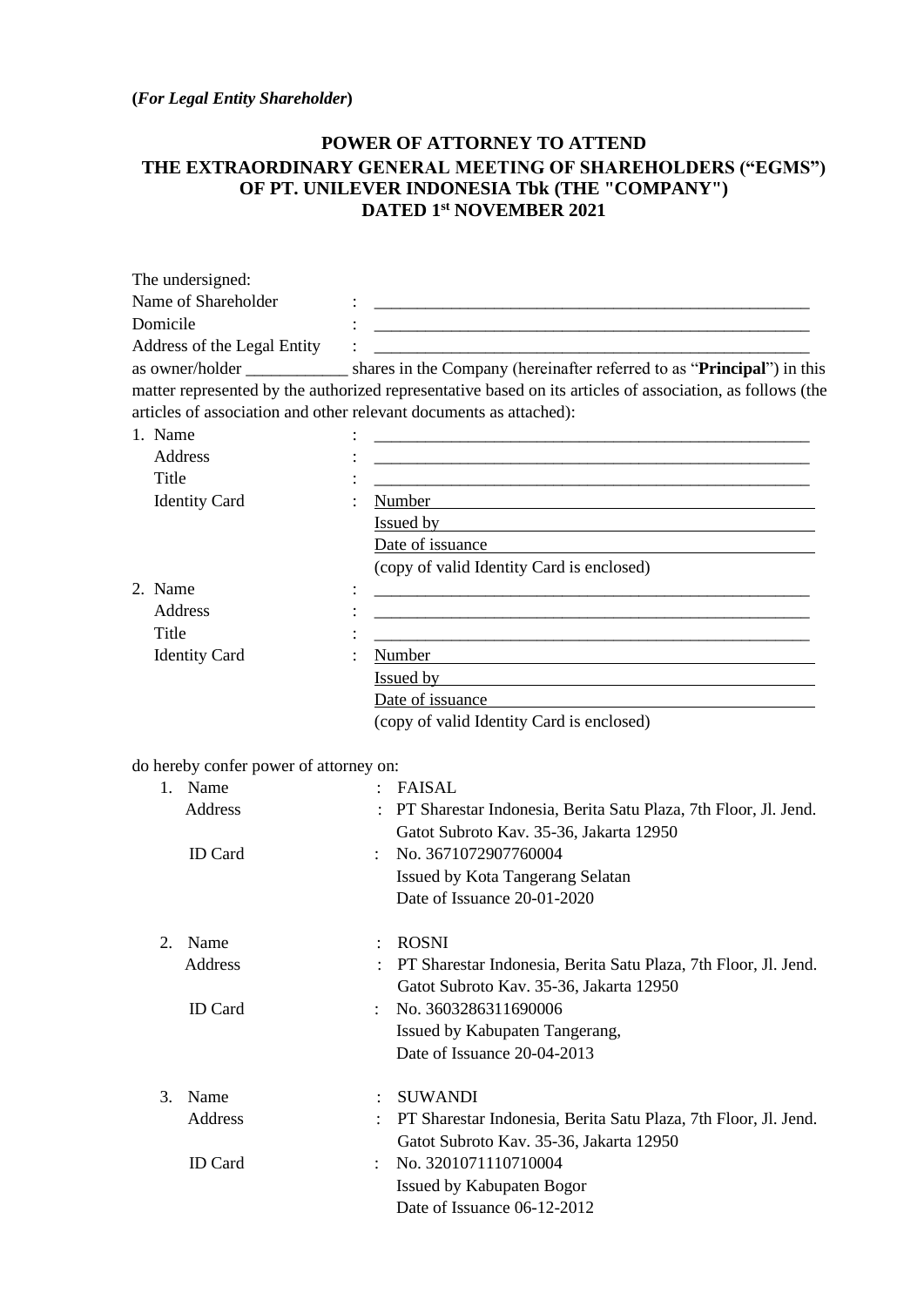**(*For Legal Entity Shareholder*)**

# POWER OF ATTORNEY TO ATTEND THE EXTRAORDINARY GENERAL MEETING OF SHAREHOLDERS ("EGMS") OF PT. UNILEVER INDONESIA Tbk (THE "COMPANY") DATED 1st NOVEMBER 2021

The undersigned:

Name of Shareholder : ______________________________________________________

Domicile : ______________________________________________________

Address of the Legal Entity : ______________________________________________________

as owner/holder ____________ shares in the Company (hereinafter referred to as "**Principal**") in this matter represented by the authorized representative based on its articles of association, as follows (the articles of association and other relevant documents as attached):

1. Name : ______________________________________________________
   Address : ______________________________________________________
   Title : ______________________________________________________
   Identity Card : Number ______________________________________________
   Issued by ______________________________________________
   Date of issuance ______________________________________________
   (copy of valid Identity Card is enclosed)
2. Name : ______________________________________________________
   Address : ______________________________________________________
   Title : ______________________________________________________
   Identity Card : Number ______________________________________________
   Issued by ______________________________________________
   Date of issuance ______________________________________________
   (copy of valid Identity Card is enclosed)

do hereby confer power of attorney on:

1. Name : FAISAL
   Address : PT Sharestar Indonesia, Berita Satu Plaza, 7th Floor, Jl. Jend. Gatot Subroto Kav. 35-36, Jakarta 12950
   ID Card : No. 3671072907760004
   Issued by Kota Tangerang Selatan
   Date of Issuance 20-01-2020
2. Name : ROSNI
   Address : PT Sharestar Indonesia, Berita Satu Plaza, 7th Floor, Jl. Jend. Gatot Subroto Kav. 35-36, Jakarta 12950
   ID Card : No. 3603286311690006
   Issued by Kabupaten Tangerang,
   Date of Issuance 20-04-2013
3. Name : SUWANDI
   Address : PT Sharestar Indonesia, Berita Satu Plaza, 7th Floor, Jl. Jend. Gatot Subroto Kav. 35-36, Jakarta 12950
   ID Card : No. 3201071110710004
   Issued by Kabupaten Bogor
   Date of Issuance 06-12-2012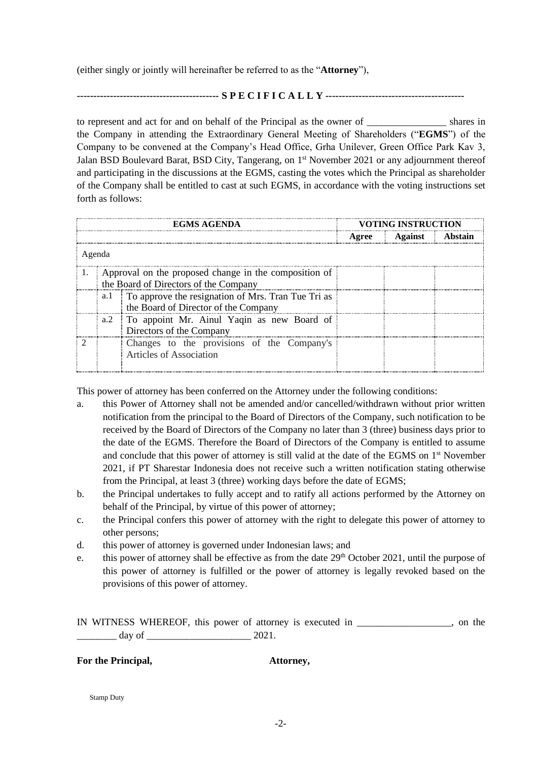(either singly or jointly will hereinafter be referred to as the "**Attorney**"),

------------------------------------------ **S P E C I F I C A L L Y** ------------------------------------------

to represent and act for and on behalf of the Principal as the owner of ________________ shares in the Company in attending the Extraordinary General Meeting of Shareholders ("**EGMS**") of the Company to be convened at the Company's Head Office, Grha Unilever, Green Office Park Kav 3, Jalan BSD Boulevard Barat, BSD City, Tangerang, on 1st November 2021 or any adjournment thereof and participating in the discussions at the EGMS, casting the votes which the Principal as shareholder of the Company shall be entitled to cast at such EGMS, in accordance with the voting instructions set forth as follows:

| **EGMS AGENDA** | | | **VOTING INSTRUCTION** | | |
|---|---|---|---|---|---|
| | | | **Agree** | **Against** | **Abstain** |
| Agenda | | | | | |
| 1. | Approval on the proposed change in the composition of the Board of Directors of the Company | | | | |
| | a.1 | To approve the resignation of Mrs. Tran Tue Tri as the Board of Director of the Company | | | |
| | a.2 | To appoint Mr. Ainul Yaqin as new Board of Directors of the Company | | | |
| 2 | | Changes to the provisions of the Company's Articles of Association | | | |

This power of attorney has been conferred on the Attorney under the following conditions:

a. this Power of Attorney shall not be amended and/or cancelled/withdrawn without prior written notification from the principal to the Board of Directors of the Company, such notification to be received by the Board of Directors of the Company no later than 3 (three) business days prior to the date of the EGMS. Therefore the Board of Directors of the Company is entitled to assume and conclude that this power of attorney is still valid at the date of the EGMS on 1st November 2021, if PT Sharestar Indonesia does not receive such a written notification stating otherwise from the Principal, at least 3 (three) working days before the date of EGMS;

b. the Principal undertakes to fully accept and to ratify all actions performed by the Attorney on behalf of the Principal, by virtue of this power of attorney;

c. the Principal confers this power of attorney with the right to delegate this power of attorney to other persons;

d. this power of attorney is governed under Indonesian laws; and

e. this power of attorney shall be effective as from the date 29th October 2021, until the purpose of this power of attorney is fulfilled or the power of attorney is legally revoked based on the provisions of this power of attorney.

IN WITNESS WHEREOF, this power of attorney is executed in ___________________, on the ________ day of _____________________ 2021.

**For the Principal,** **Attorney,**

Stamp Duty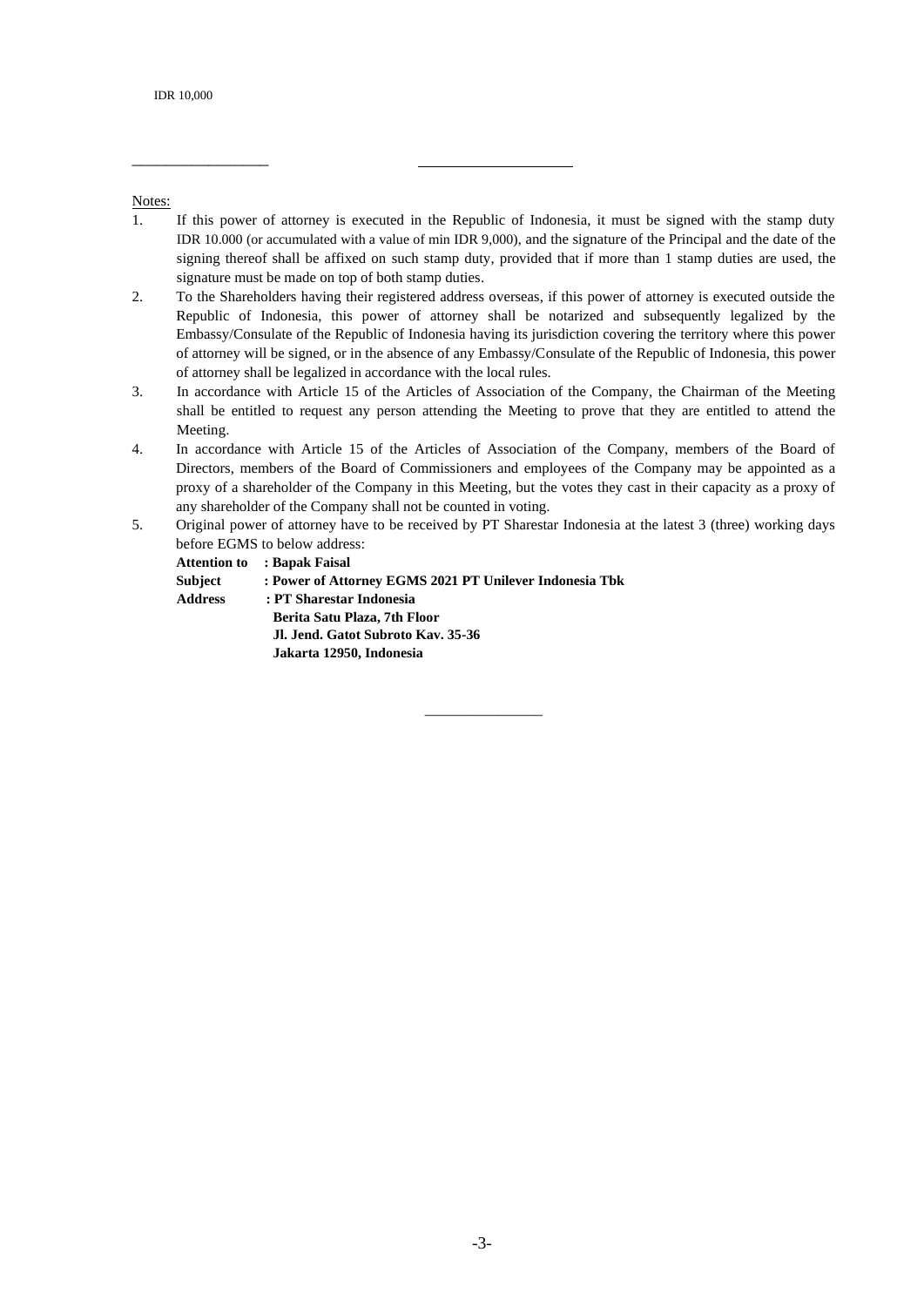IDR 10,000

\_\_\_\_\_\_\_\_\_\_\_\_\_\_\_\_\_\_ \_\_\_\_\_\_\_\_\_\_\_\_\_\_\_\_\_\_\_\_

Notes:

1. If this power of attorney is executed in the Republic of Indonesia, it must be signed with the stamp duty IDR 10.000 (or accumulated with a value of min IDR 9,000), and the signature of the Principal and the date of the signing thereof shall be affixed on such stamp duty, provided that if more than 1 stamp duties are used, the signature must be made on top of both stamp duties.
2. To the Shareholders having their registered address overseas, if this power of attorney is executed outside the Republic of Indonesia, this power of attorney shall be notarized and subsequently legalized by the Embassy/Consulate of the Republic of Indonesia having its jurisdiction covering the territory where this power of attorney will be signed, or in the absence of any Embassy/Consulate of the Republic of Indonesia, this power of attorney shall be legalized in accordance with the local rules.
3. In accordance with Article 15 of the Articles of Association of the Company, the Chairman of the Meeting shall be entitled to request any person attending the Meeting to prove that they are entitled to attend the Meeting.
4. In accordance with Article 15 of the Articles of Association of the Company, members of the Board of Directors, members of the Board of Commissioners and employees of the Company may be appointed as a proxy of a shareholder of the Company in this Meeting, but the votes they cast in their capacity as a proxy of any shareholder of the Company shall not be counted in voting.
5. Original power of attorney have to be received by PT Sharestar Indonesia at the latest 3 (three) working days before EGMS to below address:

**Attention to : Bapak Faisal**
**Subject : Power of Attorney EGMS 2021 PT Unilever Indonesia Tbk**
**Address : PT Sharestar Indonesia**
**Berita Satu Plaza, 7th Floor**
**Jl. Jend. Gatot Subroto Kav. 35-36**
**Jakarta 12950, Indonesia**

\_\_\_\_\_\_\_\_\_\_\_\_\_\_\_\_